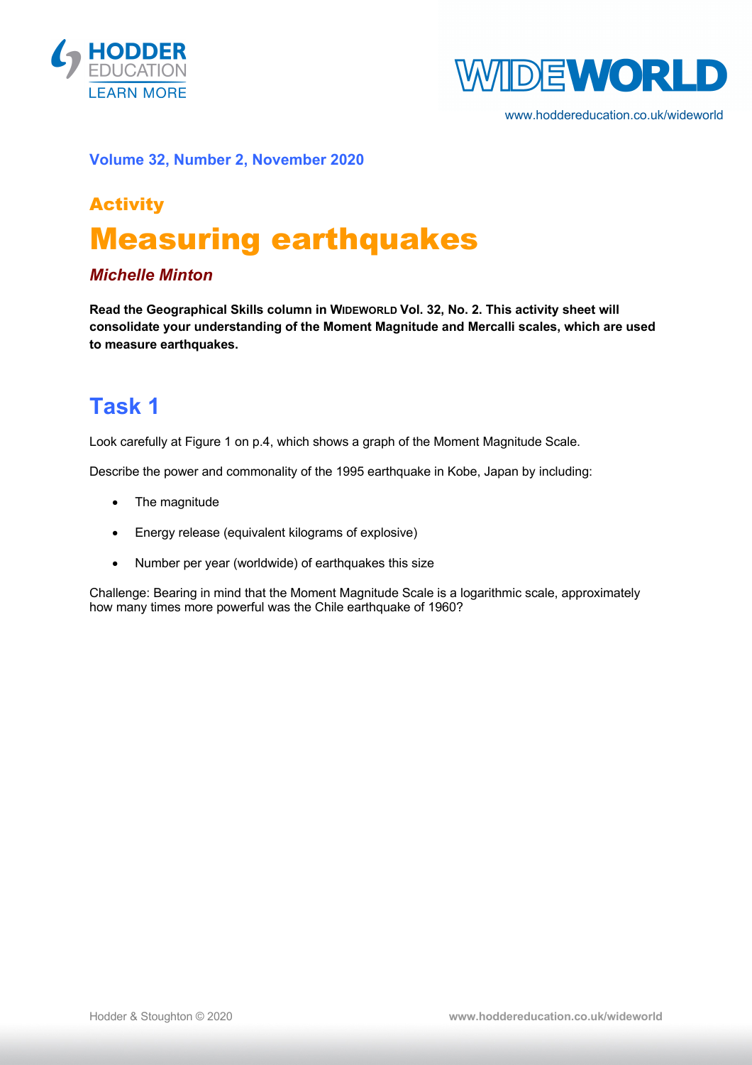**Volume 32, Number 2, November 2020**

## Activity

# Measuring earthquakes

***Michelle Minton***

**Read the Geographical Skills column in WIDEWORLD Vol. 32, No. 2. This activity sheet will consolidate your understanding of the Moment Magnitude and Mercalli scales, which are used to measure earthquakes.**

## Task 1

Look carefully at Figure 1 on p.4, which shows a graph of the Moment Magnitude Scale.

Describe the power and commonality of the 1995 earthquake in Kobe, Japan by including:

- The magnitude
- Energy release (equivalent kilograms of explosive)
- Number per year (worldwide) of earthquakes this size

Challenge: Bearing in mind that the Moment Magnitude Scale is a logarithmic scale, approximately how many times more powerful was the Chile earthquake of 1960?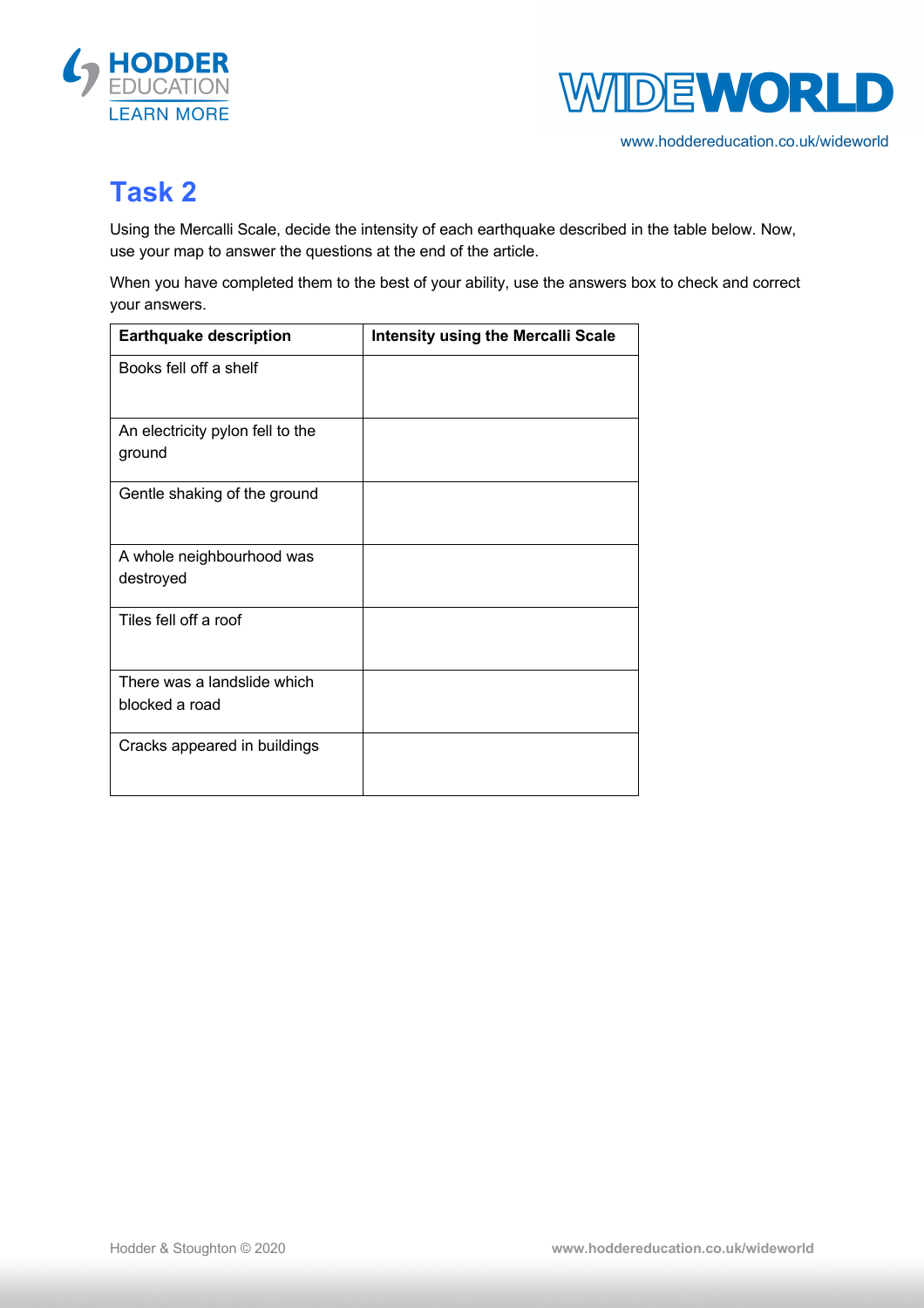# Task 2

Using the Mercalli Scale, decide the intensity of each earthquake described in the table below. Now, use your map to answer the questions at the end of the article.

When you have completed them to the best of your ability, use the answers box to check and correct your answers.

| Earthquake description | Intensity using the Mercalli Scale |
|---|---|
| Books fell off a shelf | |
| An electricity pylon fell to the ground | |
| Gentle shaking of the ground | |
| A whole neighbourhood was destroyed | |
| Tiles fell off a roof | |
| There was a landslide which blocked a road | |
| Cracks appeared in buildings | |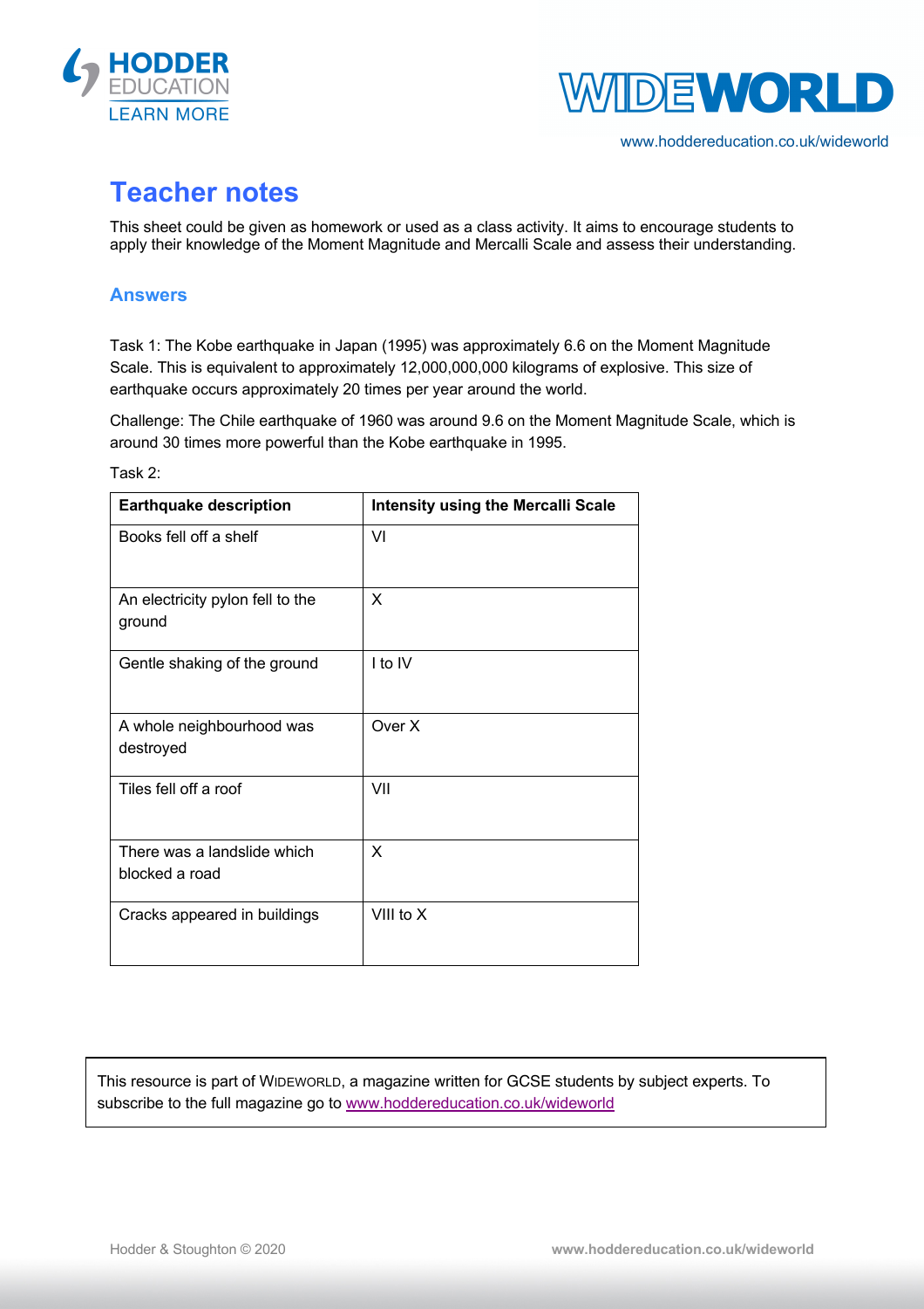# Teacher notes

This sheet could be given as homework or used as a class activity. It aims to encourage students to apply their knowledge of the Moment Magnitude and Mercalli Scale and assess their understanding.

## Answers

Task 1: The Kobe earthquake in Japan (1995) was approximately 6.6 on the Moment Magnitude Scale. This is equivalent to approximately 12,000,000,000 kilograms of explosive. This size of earthquake occurs approximately 20 times per year around the world.

Challenge: The Chile earthquake of 1960 was around 9.6 on the Moment Magnitude Scale, which is around 30 times more powerful than the Kobe earthquake in 1995.

Task 2:

| Earthquake description | Intensity using the Mercalli Scale |
|---|---|
| Books fell off a shelf | VI |
| An electricity pylon fell to the ground | X |
| Gentle shaking of the ground | I to IV |
| A whole neighbourhood was destroyed | Over X |
| Tiles fell off a roof | VII |
| There was a landslide which blocked a road | X |
| Cracks appeared in buildings | VIII to X |

This resource is part of WIDEWORLD, a magazine written for GCSE students by subject experts. To subscribe to the full magazine go to www.hoddereducation.co.uk/wideworld